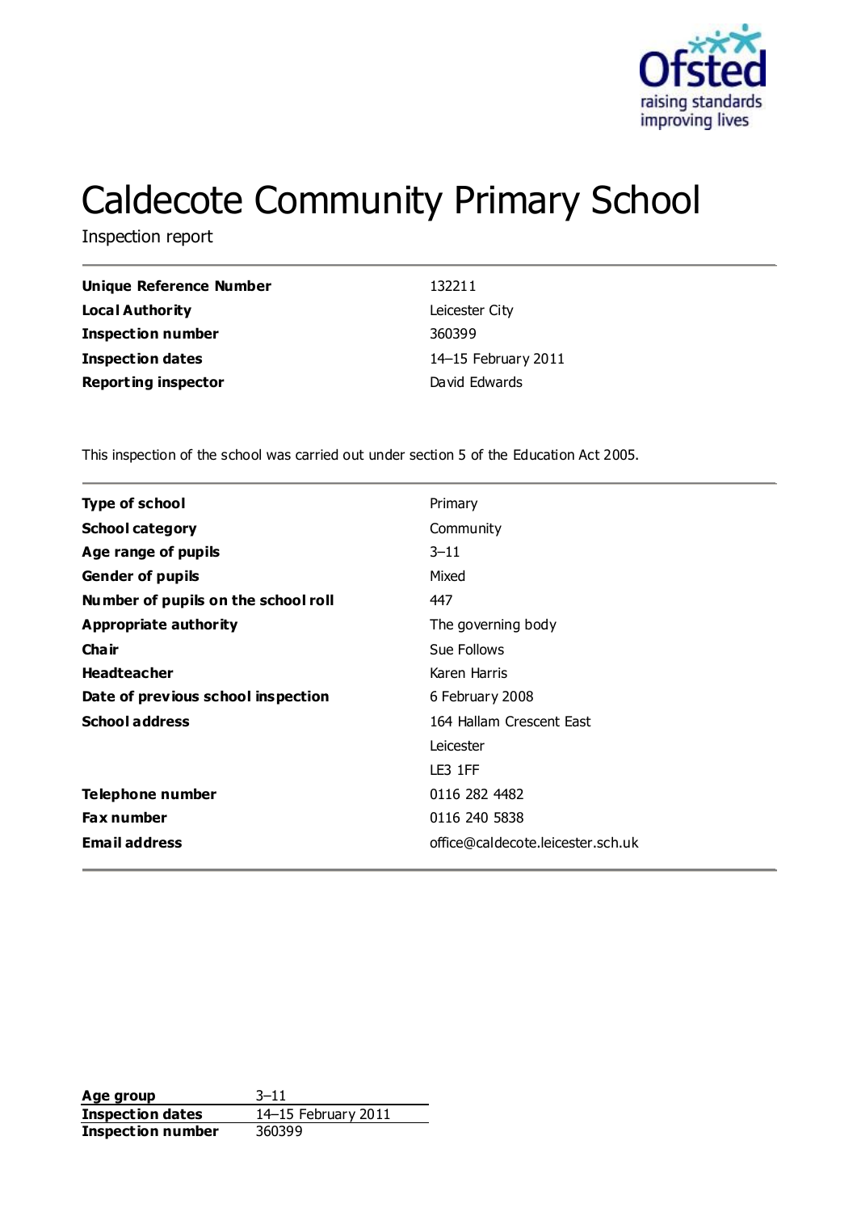# Caldecote Community Primary School

Inspection report

| | |
|---|---|
| **Unique Reference Number** | 132211 |
| **Local Authority** | Leicester City |
| **Inspection number** | 360399 |
| **Inspection dates** | 14–15 February 2011 |
| **Reporting inspector** | David Edwards |

This inspection of the school was carried out under section 5 of the Education Act 2005.

| | |
|---|---|
| **Type of school** | Primary |
| **School category** | Community |
| **Age range of pupils** | 3–11 |
| **Gender of pupils** | Mixed |
| **Number of pupils on the school roll** | 447 |
| **Appropriate authority** | The governing body |
| **Chair** | Sue Follows |
| **Headteacher** | Karen Harris |
| **Date of previous school inspection** | 6 February 2008 |
| **School address** | 164 Hallam Crescent East<br>Leicester<br>LE3 1FF |
| **Telephone number** | 0116 282 4482 |
| **Fax number** | 0116 240 5838 |
| **Email address** | office@caldecote.leicester.sch.uk |

| | |
|---|---|
| **Age group** | 3–11 |
| **Inspection dates** | 14–15 February 2011 |
| **Inspection number** | 360399 |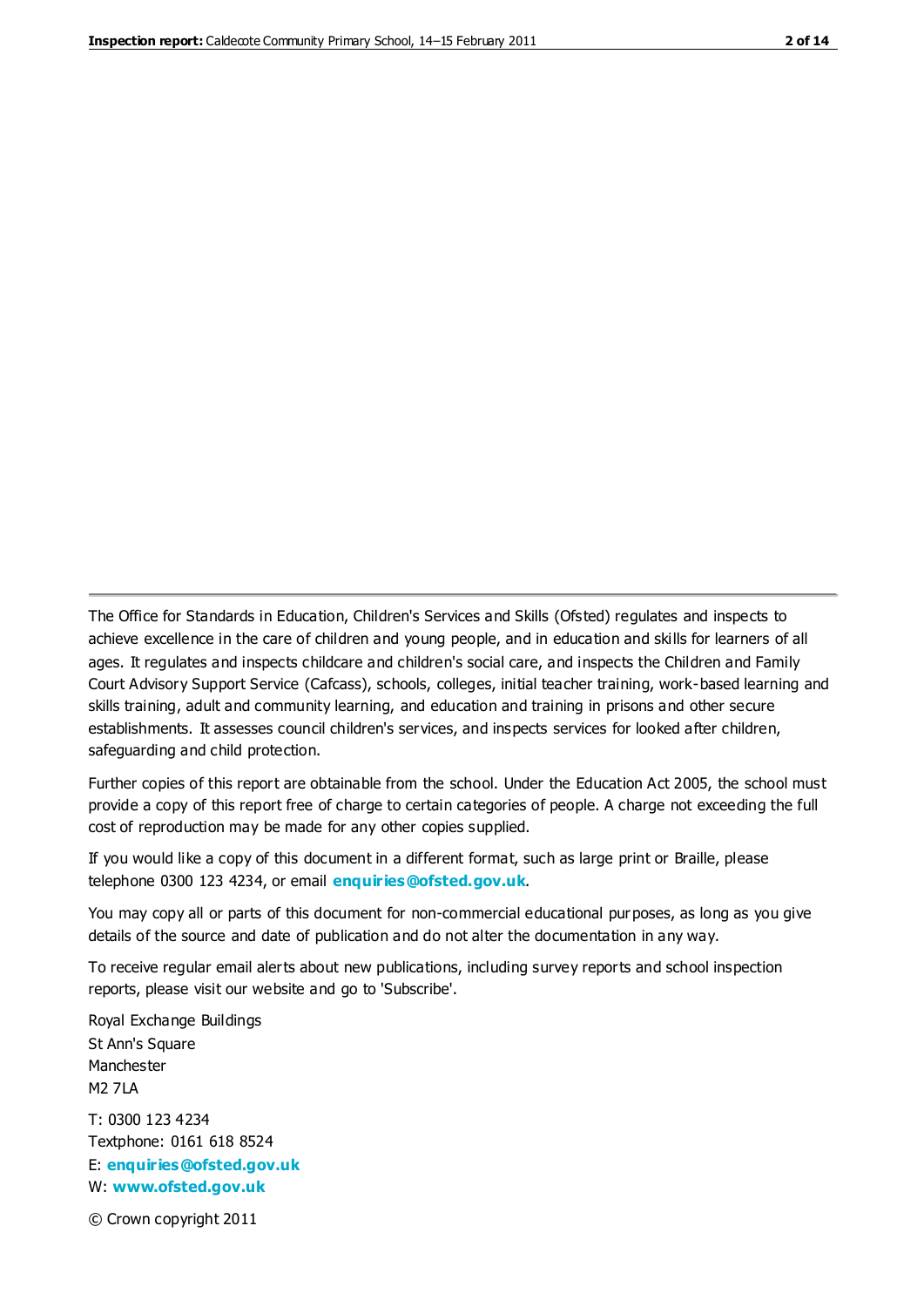The Office for Standards in Education, Children's Services and Skills (Ofsted) regulates and inspects to achieve excellence in the care of children and young people, and in education and skills for learners of all ages. It regulates and inspects childcare and children's social care, and inspects the Children and Family Court Advisory Support Service (Cafcass), schools, colleges, initial teacher training, work-based learning and skills training, adult and community learning, and education and training in prisons and other secure establishments. It assesses council children's services, and inspects services for looked after children, safeguarding and child protection.

Further copies of this report are obtainable from the school. Under the Education Act 2005, the school must provide a copy of this report free of charge to certain categories of people. A charge not exceeding the full cost of reproduction may be made for any other copies supplied.

If you would like a copy of this document in a different format, such as large print or Braille, please telephone 0300 123 4234, or email **enquiries@ofsted.gov.uk**.

You may copy all or parts of this document for non-commercial educational purposes, as long as you give details of the source and date of publication and do not alter the documentation in any way.

To receive regular email alerts about new publications, including survey reports and school inspection reports, please visit our website and go to 'Subscribe'.

Royal Exchange Buildings
St Ann's Square
Manchester
M2 7LA

T: 0300 123 4234
Textphone: 0161 618 8524
E: **enquiries@ofsted.gov.uk**
W: **www.ofsted.gov.uk**

© Crown copyright 2011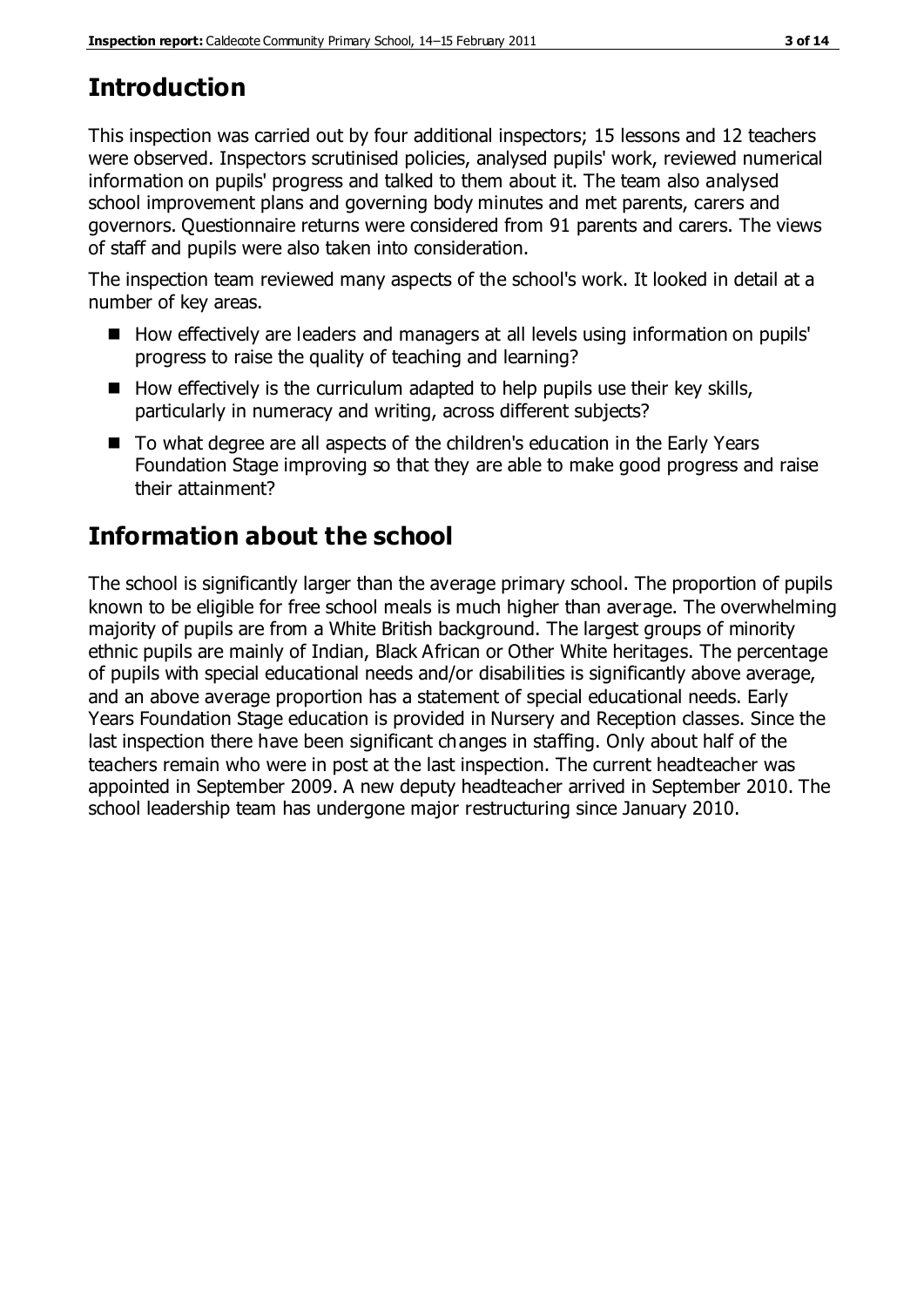## Introduction

This inspection was carried out by four additional inspectors; 15 lessons and 12 teachers were observed. Inspectors scrutinised policies, analysed pupils' work, reviewed numerical information on pupils' progress and talked to them about it. The team also analysed school improvement plans and governing body minutes and met parents, carers and governors. Questionnaire returns were considered from 91 parents and carers. The views of staff and pupils were also taken into consideration.

The inspection team reviewed many aspects of the school's work. It looked in detail at a number of key areas.

- How effectively are leaders and managers at all levels using information on pupils' progress to raise the quality of teaching and learning?
- How effectively is the curriculum adapted to help pupils use their key skills, particularly in numeracy and writing, across different subjects?
- To what degree are all aspects of the children's education in the Early Years Foundation Stage improving so that they are able to make good progress and raise their attainment?

## Information about the school

The school is significantly larger than the average primary school. The proportion of pupils known to be eligible for free school meals is much higher than average. The overwhelming majority of pupils are from a White British background. The largest groups of minority ethnic pupils are mainly of Indian, Black African or Other White heritages. The percentage of pupils with special educational needs and/or disabilities is significantly above average, and an above average proportion has a statement of special educational needs. Early Years Foundation Stage education is provided in Nursery and Reception classes. Since the last inspection there have been significant changes in staffing. Only about half of the teachers remain who were in post at the last inspection. The current headteacher was appointed in September 2009. A new deputy headteacher arrived in September 2010. The school leadership team has undergone major restructuring since January 2010.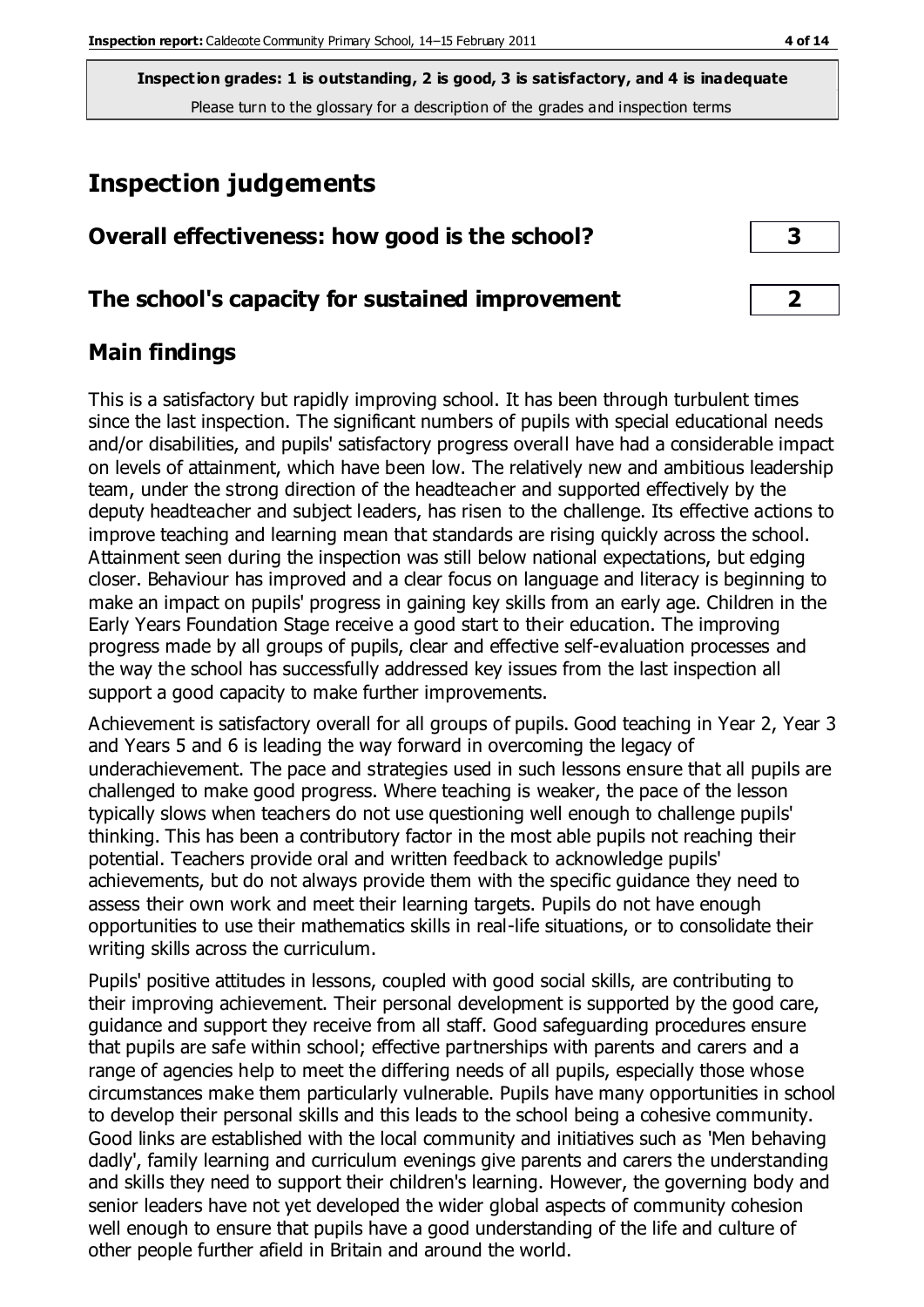**Inspection grades: 1 is outstanding, 2 is good, 3 is satisfactory, and 4 is inadequate**
Please turn to the glossary for a description of the grades and inspection terms

# Inspection judgements

| Overall effectiveness: how good is the school? | 3 |
|---|---|
| **The school's capacity for sustained improvement** | **2** |

## Main findings

This is a satisfactory but rapidly improving school. It has been through turbulent times since the last inspection. The significant numbers of pupils with special educational needs and/or disabilities, and pupils' satisfactory progress overall have had a considerable impact on levels of attainment, which have been low. The relatively new and ambitious leadership team, under the strong direction of the headteacher and supported effectively by the deputy headteacher and subject leaders, has risen to the challenge. Its effective actions to improve teaching and learning mean that standards are rising quickly across the school. Attainment seen during the inspection was still below national expectations, but edging closer. Behaviour has improved and a clear focus on language and literacy is beginning to make an impact on pupils' progress in gaining key skills from an early age. Children in the Early Years Foundation Stage receive a good start to their education. The improving progress made by all groups of pupils, clear and effective self-evaluation processes and the way the school has successfully addressed key issues from the last inspection all support a good capacity to make further improvements.

Achievement is satisfactory overall for all groups of pupils. Good teaching in Year 2, Year 3 and Years 5 and 6 is leading the way forward in overcoming the legacy of underachievement. The pace and strategies used in such lessons ensure that all pupils are challenged to make good progress. Where teaching is weaker, the pace of the lesson typically slows when teachers do not use questioning well enough to challenge pupils' thinking. This has been a contributory factor in the most able pupils not reaching their potential. Teachers provide oral and written feedback to acknowledge pupils' achievements, but do not always provide them with the specific guidance they need to assess their own work and meet their learning targets. Pupils do not have enough opportunities to use their mathematics skills in real-life situations, or to consolidate their writing skills across the curriculum.

Pupils' positive attitudes in lessons, coupled with good social skills, are contributing to their improving achievement. Their personal development is supported by the good care, guidance and support they receive from all staff. Good safeguarding procedures ensure that pupils are safe within school; effective partnerships with parents and carers and a range of agencies help to meet the differing needs of all pupils, especially those whose circumstances make them particularly vulnerable. Pupils have many opportunities in school to develop their personal skills and this leads to the school being a cohesive community. Good links are established with the local community and initiatives such as 'Men behaving dadly', family learning and curriculum evenings give parents and carers the understanding and skills they need to support their children's learning. However, the governing body and senior leaders have not yet developed the wider global aspects of community cohesion well enough to ensure that pupils have a good understanding of the life and culture of other people further afield in Britain and around the world.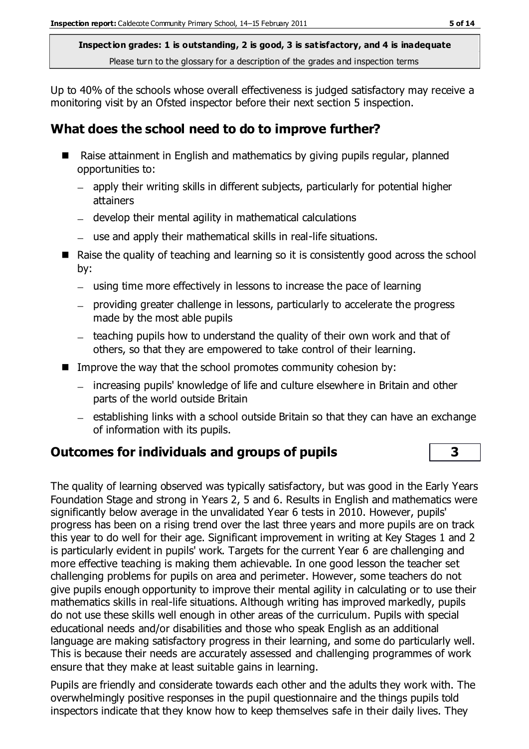**Inspection grades: 1 is outstanding, 2 is good, 3 is satisfactory, and 4 is inadequate**
Please turn to the glossary for a description of the grades and inspection terms

Up to 40% of the schools whose overall effectiveness is judged satisfactory may receive a monitoring visit by an Ofsted inspector before their next section 5 inspection.

## What does the school need to do to improve further?

- Raise attainment in English and mathematics by giving pupils regular, planned opportunities to:
  - apply their writing skills in different subjects, particularly for potential higher attainers
  - develop their mental agility in mathematical calculations
  - use and apply their mathematical skills in real-life situations.
- Raise the quality of teaching and learning so it is consistently good across the school by:
  - using time more effectively in lessons to increase the pace of learning
  - providing greater challenge in lessons, particularly to accelerate the progress made by the most able pupils
  - teaching pupils how to understand the quality of their own work and that of others, so that they are empowered to take control of their learning.
- Improve the way that the school promotes community cohesion by:
  - increasing pupils' knowledge of life and culture elsewhere in Britain and other parts of the world outside Britain
  - establishing links with a school outside Britain so that they can have an exchange of information with its pupils.

## Outcomes for individuals and groups of pupils | 3

The quality of learning observed was typically satisfactory, but was good in the Early Years Foundation Stage and strong in Years 2, 5 and 6. Results in English and mathematics were significantly below average in the unvalidated Year 6 tests in 2010. However, pupils' progress has been on a rising trend over the last three years and more pupils are on track this year to do well for their age. Significant improvement in writing at Key Stages 1 and 2 is particularly evident in pupils' work. Targets for the current Year 6 are challenging and more effective teaching is making them achievable. In one good lesson the teacher set challenging problems for pupils on area and perimeter. However, some teachers do not give pupils enough opportunity to improve their mental agility in calculating or to use their mathematics skills in real-life situations. Although writing has improved markedly, pupils do not use these skills well enough in other areas of the curriculum. Pupils with special educational needs and/or disabilities and those who speak English as an additional language are making satisfactory progress in their learning, and some do particularly well. This is because their needs are accurately assessed and challenging programmes of work ensure that they make at least suitable gains in learning.

Pupils are friendly and considerate towards each other and the adults they work with. The overwhelmingly positive responses in the pupil questionnaire and the things pupils told inspectors indicate that they know how to keep themselves safe in their daily lives. They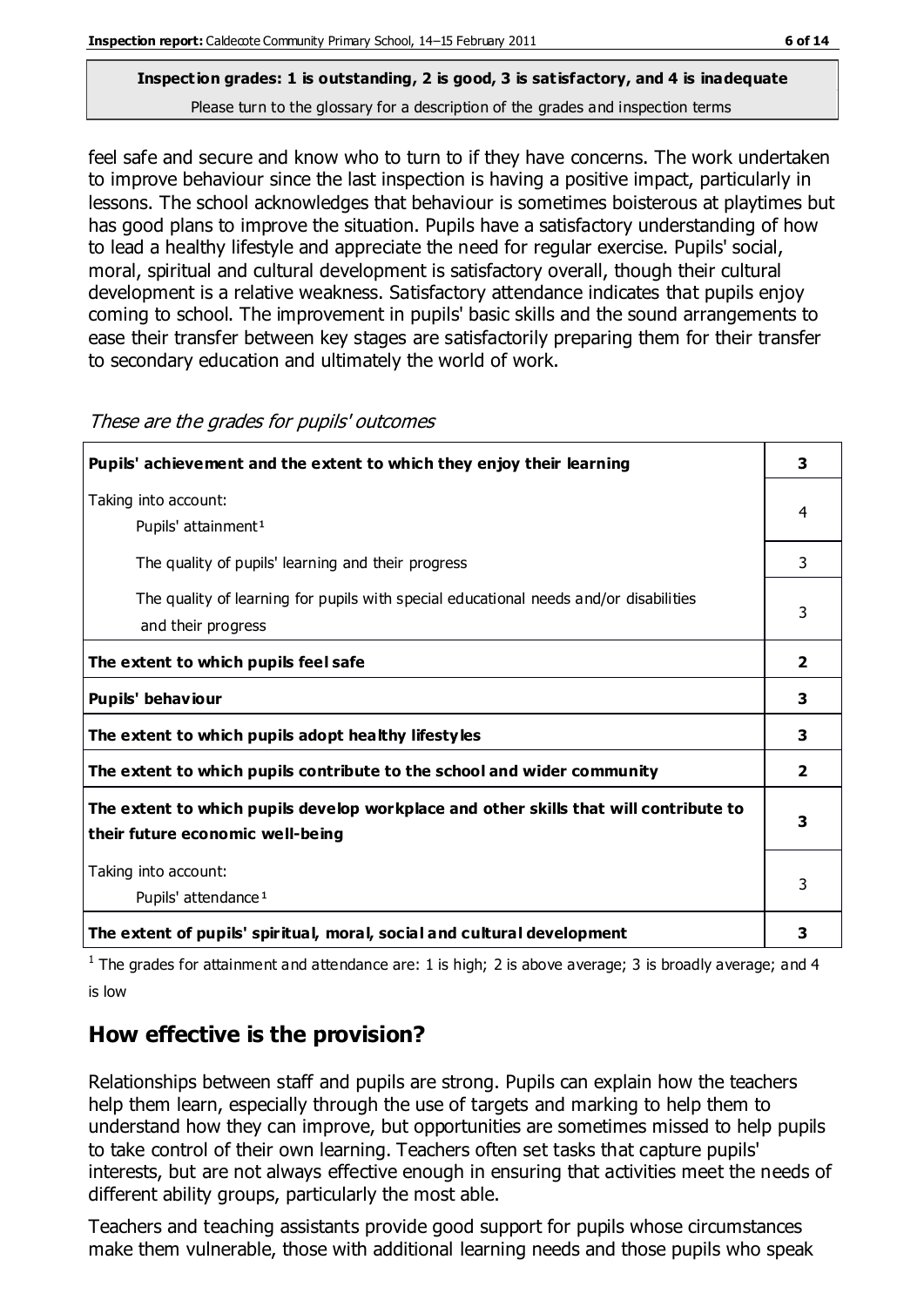**Inspection grades: 1 is outstanding, 2 is good, 3 is satisfactory, and 4 is inadequate**
Please turn to the glossary for a description of the grades and inspection terms

feel safe and secure and know who to turn to if they have concerns. The work undertaken to improve behaviour since the last inspection is having a positive impact, particularly in lessons. The school acknowledges that behaviour is sometimes boisterous at playtimes but has good plans to improve the situation. Pupils have a satisfactory understanding of how to lead a healthy lifestyle and appreciate the need for regular exercise. Pupils' social, moral, spiritual and cultural development is satisfactory overall, though their cultural development is a relative weakness. Satisfactory attendance indicates that pupils enjoy coming to school. The improvement in pupils' basic skills and the sound arrangements to ease their transfer between key stages are satisfactorily preparing them for their transfer to secondary education and ultimately the world of work.

*These are the grades for pupils' outcomes*

| | |
|---|---|
| **Pupils' achievement and the extent to which they enjoy their learning** | **3** |
| Taking into account: Pupils' attainment[1] | 4 |
| The quality of pupils' learning and their progress | 3 |
| The quality of learning for pupils with special educational needs and/or disabilities and their progress | 3 |
| **The extent to which pupils feel safe** | **2** |
| **Pupils' behaviour** | **3** |
| **The extent to which pupils adopt healthy lifestyles** | **3** |
| **The extent to which pupils contribute to the school and wider community** | **2** |
| **The extent to which pupils develop workplace and other skills that will contribute to their future economic well-being** | **3** |
| Taking into account: Pupils' attendance[1] | 3 |
| **The extent of pupils' spiritual, moral, social and cultural development** | **3** |

[1] The grades for attainment and attendance are: 1 is high; 2 is above average; 3 is broadly average; and 4 is low

## How effective is the provision?

Relationships between staff and pupils are strong. Pupils can explain how the teachers help them learn, especially through the use of targets and marking to help them to understand how they can improve, but opportunities are sometimes missed to help pupils to take control of their own learning. Teachers often set tasks that capture pupils' interests, but are not always effective enough in ensuring that activities meet the needs of different ability groups, particularly the most able.

Teachers and teaching assistants provide good support for pupils whose circumstances make them vulnerable, those with additional learning needs and those pupils who speak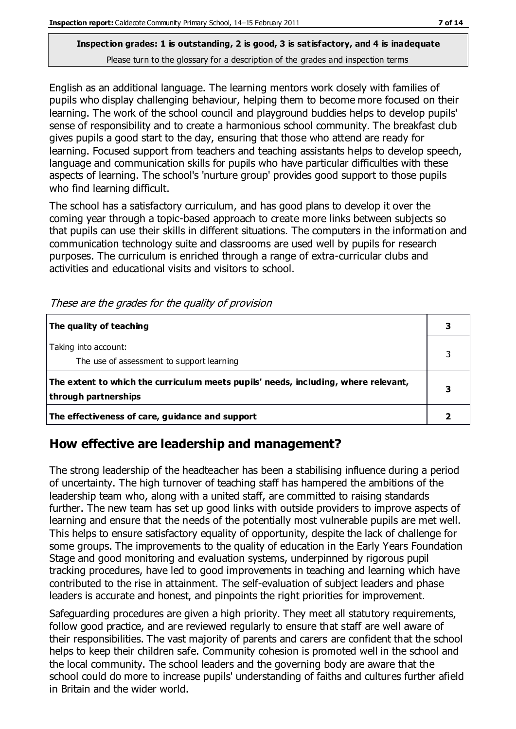**Inspection grades: 1 is outstanding, 2 is good, 3 is satisfactory, and 4 is inadequate**
Please turn to the glossary for a description of the grades and inspection terms

English as an additional language. The learning mentors work closely with families of pupils who display challenging behaviour, helping them to become more focused on their learning. The work of the school council and playground buddies helps to develop pupils' sense of responsibility and to create a harmonious school community. The breakfast club gives pupils a good start to the day, ensuring that those who attend are ready for learning. Focused support from teachers and teaching assistants helps to develop speech, language and communication skills for pupils who have particular difficulties with these aspects of learning. The school's 'nurture group' provides good support to those pupils who find learning difficult.

The school has a satisfactory curriculum, and has good plans to develop it over the coming year through a topic-based approach to create more links between subjects so that pupils can use their skills in different situations. The computers in the information and communication technology suite and classrooms are used well by pupils for research purposes. The curriculum is enriched through a range of extra-curricular clubs and activities and educational visits and visitors to school.

*These are the grades for the quality of provision*

| | |
|---|---|
| **The quality of teaching** | **3** |
| Taking into account:<br>The use of assessment to support learning | 3 |
| **The extent to which the curriculum meets pupils' needs, including, where relevant, through partnerships** | **3** |
| **The effectiveness of care, guidance and support** | **2** |

## How effective are leadership and management?

The strong leadership of the headteacher has been a stabilising influence during a period of uncertainty. The high turnover of teaching staff has hampered the ambitions of the leadership team who, along with a united staff, are committed to raising standards further. The new team has set up good links with outside providers to improve aspects of learning and ensure that the needs of the potentially most vulnerable pupils are met well. This helps to ensure satisfactory equality of opportunity, despite the lack of challenge for some groups. The improvements to the quality of education in the Early Years Foundation Stage and good monitoring and evaluation systems, underpinned by rigorous pupil tracking procedures, have led to good improvements in teaching and learning which have contributed to the rise in attainment. The self-evaluation of subject leaders and phase leaders is accurate and honest, and pinpoints the right priorities for improvement.

Safeguarding procedures are given a high priority. They meet all statutory requirements, follow good practice, and are reviewed regularly to ensure that staff are well aware of their responsibilities. The vast majority of parents and carers are confident that the school helps to keep their children safe. Community cohesion is promoted well in the school and the local community. The school leaders and the governing body are aware that the school could do more to increase pupils' understanding of faiths and cultures further afield in Britain and the wider world.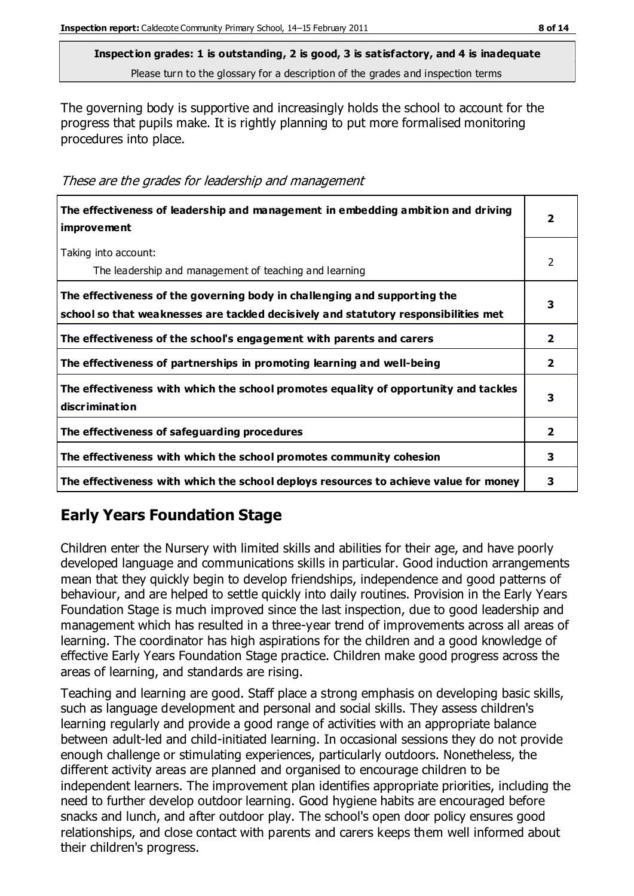**Inspection grades: 1 is outstanding, 2 is good, 3 is satisfactory, and 4 is inadequate**
Please turn to the glossary for a description of the grades and inspection terms

The governing body is supportive and increasingly holds the school to account for the progress that pupils make. It is rightly planning to put more formalised monitoring procedures into place.

*These are the grades for leadership and management*

| | |
|---|---|
| **The effectiveness of leadership and management in embedding ambition and driving improvement** | **2** |
| Taking into account: The leadership and management of teaching and learning | 2 |
| **The effectiveness of the governing body in challenging and supporting the school so that weaknesses are tackled decisively and statutory responsibilities met** | **3** |
| **The effectiveness of the school's engagement with parents and carers** | **2** |
| **The effectiveness of partnerships in promoting learning and well-being** | **2** |
| **The effectiveness with which the school promotes equality of opportunity and tackles discrimination** | **3** |
| **The effectiveness of safeguarding procedures** | **2** |
| **The effectiveness with which the school promotes community cohesion** | **3** |
| **The effectiveness with which the school deploys resources to achieve value for money** | **3** |

## Early Years Foundation Stage

Children enter the Nursery with limited skills and abilities for their age, and have poorly developed language and communications skills in particular. Good induction arrangements mean that they quickly begin to develop friendships, independence and good patterns of behaviour, and are helped to settle quickly into daily routines. Provision in the Early Years Foundation Stage is much improved since the last inspection, due to good leadership and management which has resulted in a three-year trend of improvements across all areas of learning. The coordinator has high aspirations for the children and a good knowledge of effective Early Years Foundation Stage practice. Children make good progress across the areas of learning, and standards are rising.

Teaching and learning are good. Staff place a strong emphasis on developing basic skills, such as language development and personal and social skills. They assess children's learning regularly and provide a good range of activities with an appropriate balance between adult-led and child-initiated learning. In occasional sessions they do not provide enough challenge or stimulating experiences, particularly outdoors. Nonetheless, the different activity areas are planned and organised to encourage children to be independent learners. The improvement plan identifies appropriate priorities, including the need to further develop outdoor learning. Good hygiene habits are encouraged before snacks and lunch, and after outdoor play. The school's open door policy ensures good relationships, and close contact with parents and carers keeps them well informed about their children's progress.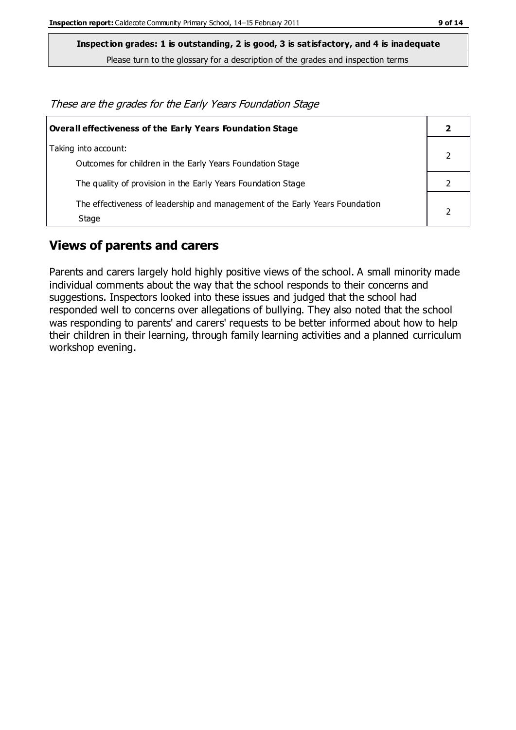**Inspection grades: 1 is outstanding, 2 is good, 3 is satisfactory, and 4 is inadequate**
Please turn to the glossary for a description of the grades and inspection terms

*These are the grades for the Early Years Foundation Stage*

| **Overall effectiveness of the Early Years Foundation Stage** | **2** |
|---|---|
| Taking into account:<br>Outcomes for children in the Early Years Foundation Stage | 2 |
| The quality of provision in the Early Years Foundation Stage | 2 |
| The effectiveness of leadership and management of the Early Years Foundation Stage | 2 |

## Views of parents and carers

Parents and carers largely hold highly positive views of the school. A small minority made individual comments about the way that the school responds to their concerns and suggestions. Inspectors looked into these issues and judged that the school had responded well to concerns over allegations of bullying. They also noted that the school was responding to parents' and carers' requests to be better informed about how to help their children in their learning, through family learning activities and a planned curriculum workshop evening.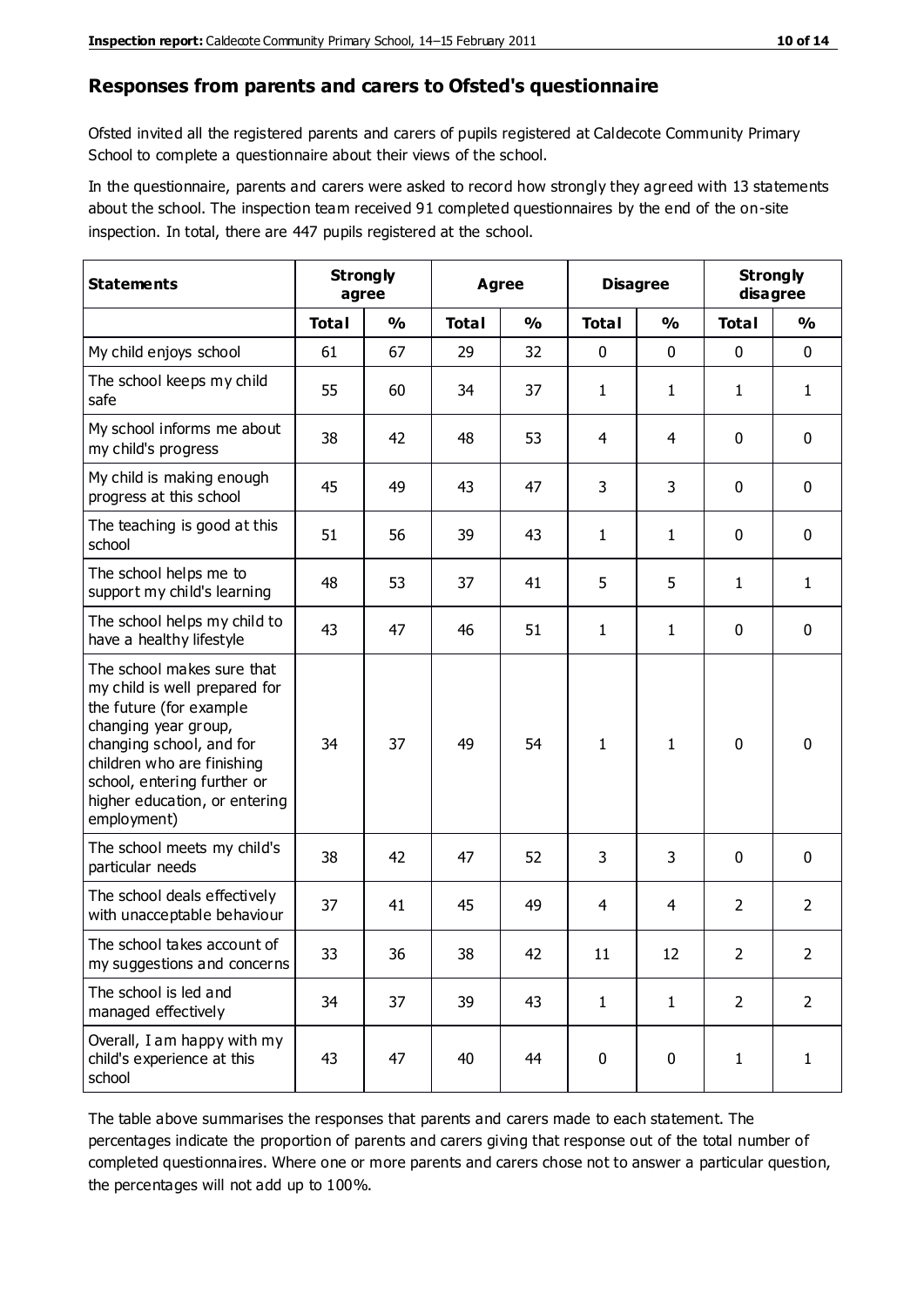## Responses from parents and carers to Ofsted's questionnaire

Ofsted invited all the registered parents and carers of pupils registered at Caldecote Community Primary School to complete a questionnaire about their views of the school.

In the questionnaire, parents and carers were asked to record how strongly they agreed with 13 statements about the school. The inspection team received 91 completed questionnaires by the end of the on-site inspection. In total, there are 447 pupils registered at the school.

| Statements | Strongly agree | | Agree | | Disagree | | Strongly disagree | |
|---|---|---|---|---|---|---|---|---|
| | Total | % | Total | % | Total | % | Total | % |
| My child enjoys school | 61 | 67 | 29 | 32 | 0 | 0 | 0 | 0 |
| The school keeps my child safe | 55 | 60 | 34 | 37 | 1 | 1 | 1 | 1 |
| My school informs me about my child's progress | 38 | 42 | 48 | 53 | 4 | 4 | 0 | 0 |
| My child is making enough progress at this school | 45 | 49 | 43 | 47 | 3 | 3 | 0 | 0 |
| The teaching is good at this school | 51 | 56 | 39 | 43 | 1 | 1 | 0 | 0 |
| The school helps me to support my child's learning | 48 | 53 | 37 | 41 | 5 | 5 | 1 | 1 |
| The school helps my child to have a healthy lifestyle | 43 | 47 | 46 | 51 | 1 | 1 | 0 | 0 |
| The school makes sure that my child is well prepared for the future (for example changing year group, changing school, and for children who are finishing school, entering further or higher education, or entering employment) | 34 | 37 | 49 | 54 | 1 | 1 | 0 | 0 |
| The school meets my child's particular needs | 38 | 42 | 47 | 52 | 3 | 3 | 0 | 0 |
| The school deals effectively with unacceptable behaviour | 37 | 41 | 45 | 49 | 4 | 4 | 2 | 2 |
| The school takes account of my suggestions and concerns | 33 | 36 | 38 | 42 | 11 | 12 | 2 | 2 |
| The school is led and managed effectively | 34 | 37 | 39 | 43 | 1 | 1 | 2 | 2 |
| Overall, I am happy with my child's experience at this school | 43 | 47 | 40 | 44 | 0 | 0 | 1 | 1 |

The table above summarises the responses that parents and carers made to each statement. The percentages indicate the proportion of parents and carers giving that response out of the total number of completed questionnaires. Where one or more parents and carers chose not to answer a particular question, the percentages will not add up to 100%.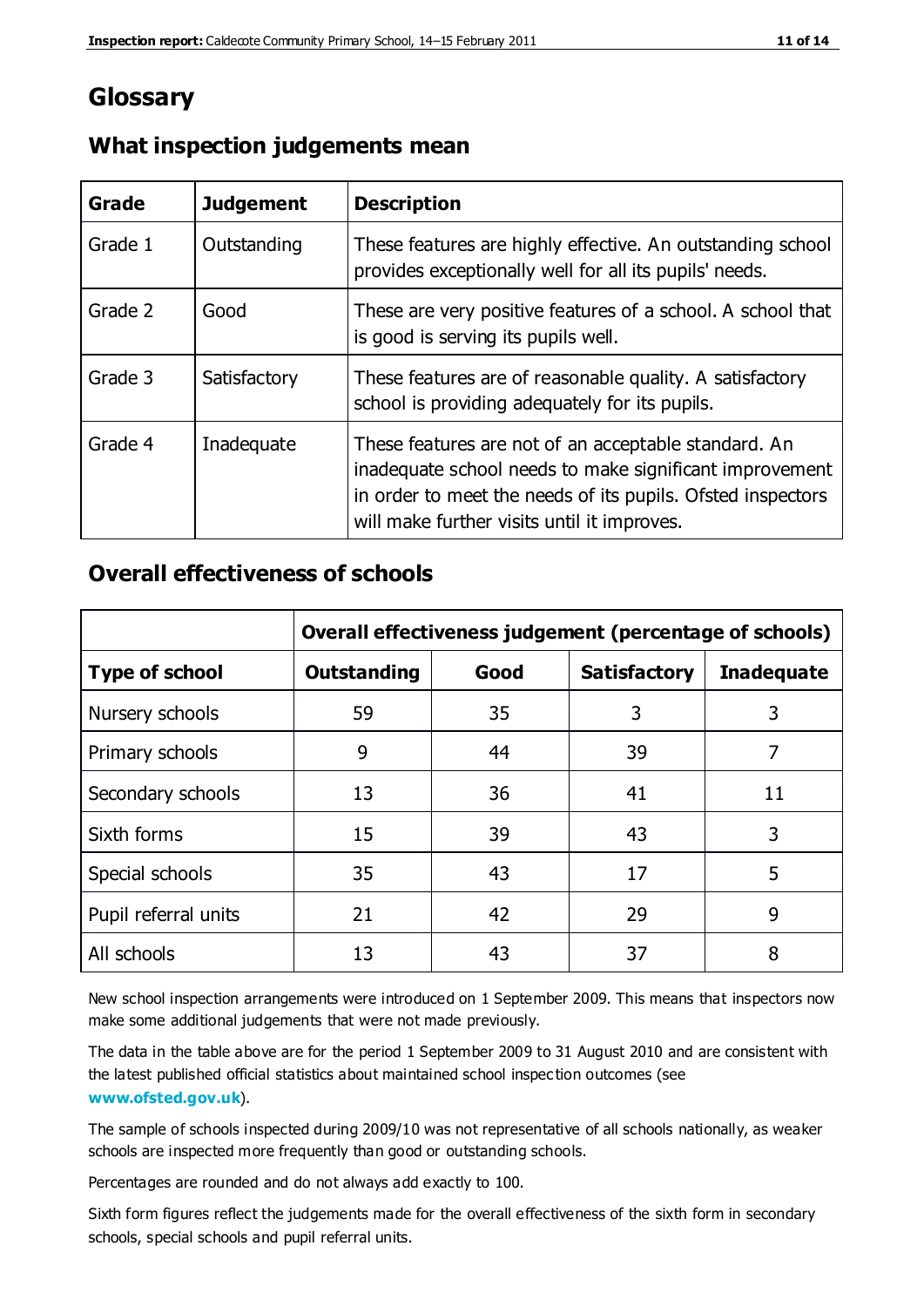# Glossary

## What inspection judgements mean

| Grade | Judgement | Description |
|---|---|---|
| Grade 1 | Outstanding | These features are highly effective. An outstanding school provides exceptionally well for all its pupils' needs. |
| Grade 2 | Good | These are very positive features of a school. A school that is good is serving its pupils well. |
| Grade 3 | Satisfactory | These features are of reasonable quality. A satisfactory school is providing adequately for its pupils. |
| Grade 4 | Inadequate | These features are not of an acceptable standard. An inadequate school needs to make significant improvement in order to meet the needs of its pupils. Ofsted inspectors will make further visits until it improves. |

## Overall effectiveness of schools

| | Overall effectiveness judgement (percentage of schools) | | | |
|---|---|---|---|---|
| **Type of school** | **Outstanding** | **Good** | **Satisfactory** | **Inadequate** |
| Nursery schools | 59 | 35 | 3 | 3 |
| Primary schools | 9 | 44 | 39 | 7 |
| Secondary schools | 13 | 36 | 41 | 11 |
| Sixth forms | 15 | 39 | 43 | 3 |
| Special schools | 35 | 43 | 17 | 5 |
| Pupil referral units | 21 | 42 | 29 | 9 |
| All schools | 13 | 43 | 37 | 8 |

New school inspection arrangements were introduced on 1 September 2009. This means that inspectors now make some additional judgements that were not made previously.

The data in the table above are for the period 1 September 2009 to 31 August 2010 and are consistent with the latest published official statistics about maintained school inspection outcomes (see **www.ofsted.gov.uk**).

The sample of schools inspected during 2009/10 was not representative of all schools nationally, as weaker schools are inspected more frequently than good or outstanding schools.

Percentages are rounded and do not always add exactly to 100.

Sixth form figures reflect the judgements made for the overall effectiveness of the sixth form in secondary schools, special schools and pupil referral units.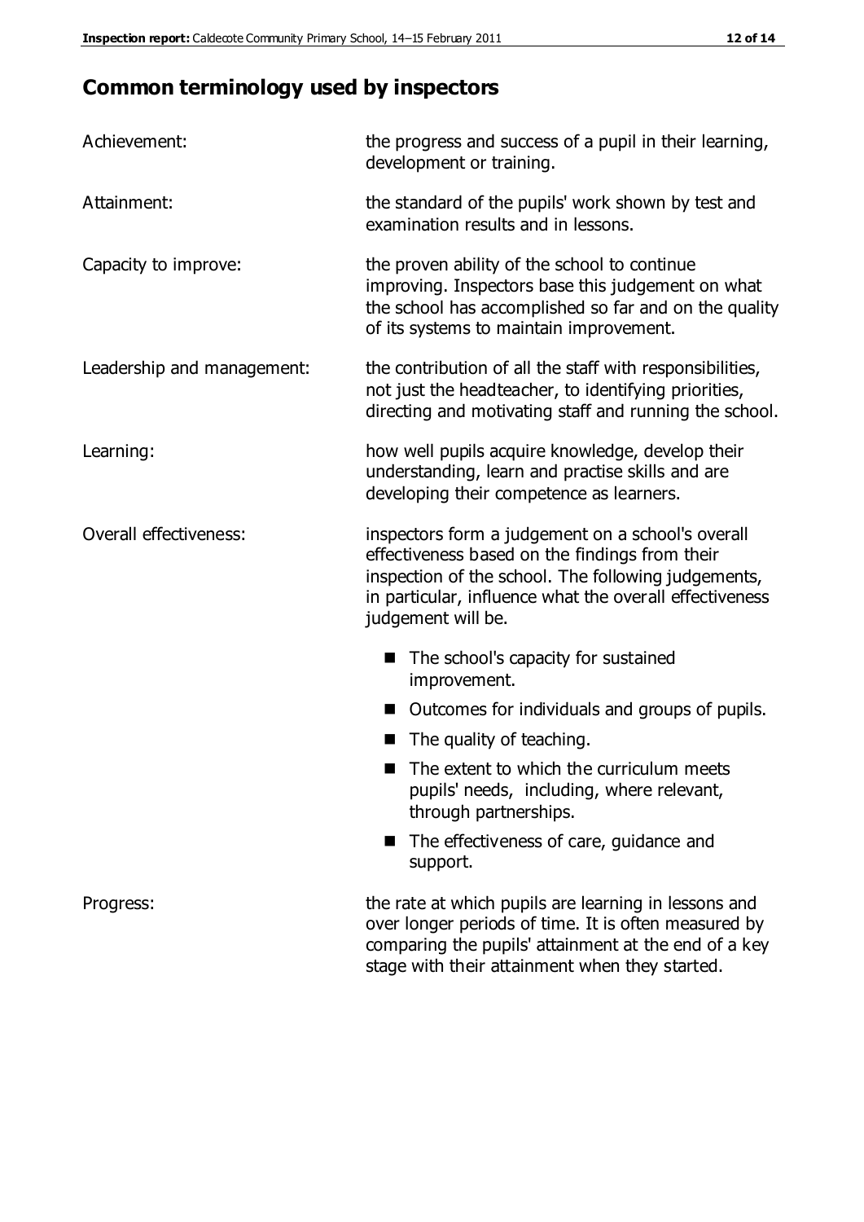## Common terminology used by inspectors

| | |
|---|---|
| Achievement: | the progress and success of a pupil in their learning, development or training. |
| Attainment: | the standard of the pupils' work shown by test and examination results and in lessons. |
| Capacity to improve: | the proven ability of the school to continue improving. Inspectors base this judgement on what the school has accomplished so far and on the quality of its systems to maintain improvement. |
| Leadership and management: | the contribution of all the staff with responsibilities, not just the headteacher, to identifying priorities, directing and motivating staff and running the school. |
| Learning: | how well pupils acquire knowledge, develop their understanding, learn and practise skills and are developing their competence as learners. |
| Overall effectiveness: | inspectors form a judgement on a school's overall effectiveness based on the findings from their inspection of the school. The following judgements, in particular, influence what the overall effectiveness judgement will be.<br>■ The school's capacity for sustained improvement.<br>■ Outcomes for individuals and groups of pupils.<br>■ The quality of teaching.<br>■ The extent to which the curriculum meets pupils' needs, including, where relevant, through partnerships.<br>■ The effectiveness of care, guidance and support. |
| Progress: | the rate at which pupils are learning in lessons and over longer periods of time. It is often measured by comparing the pupils' attainment at the end of a key stage with their attainment when they started. |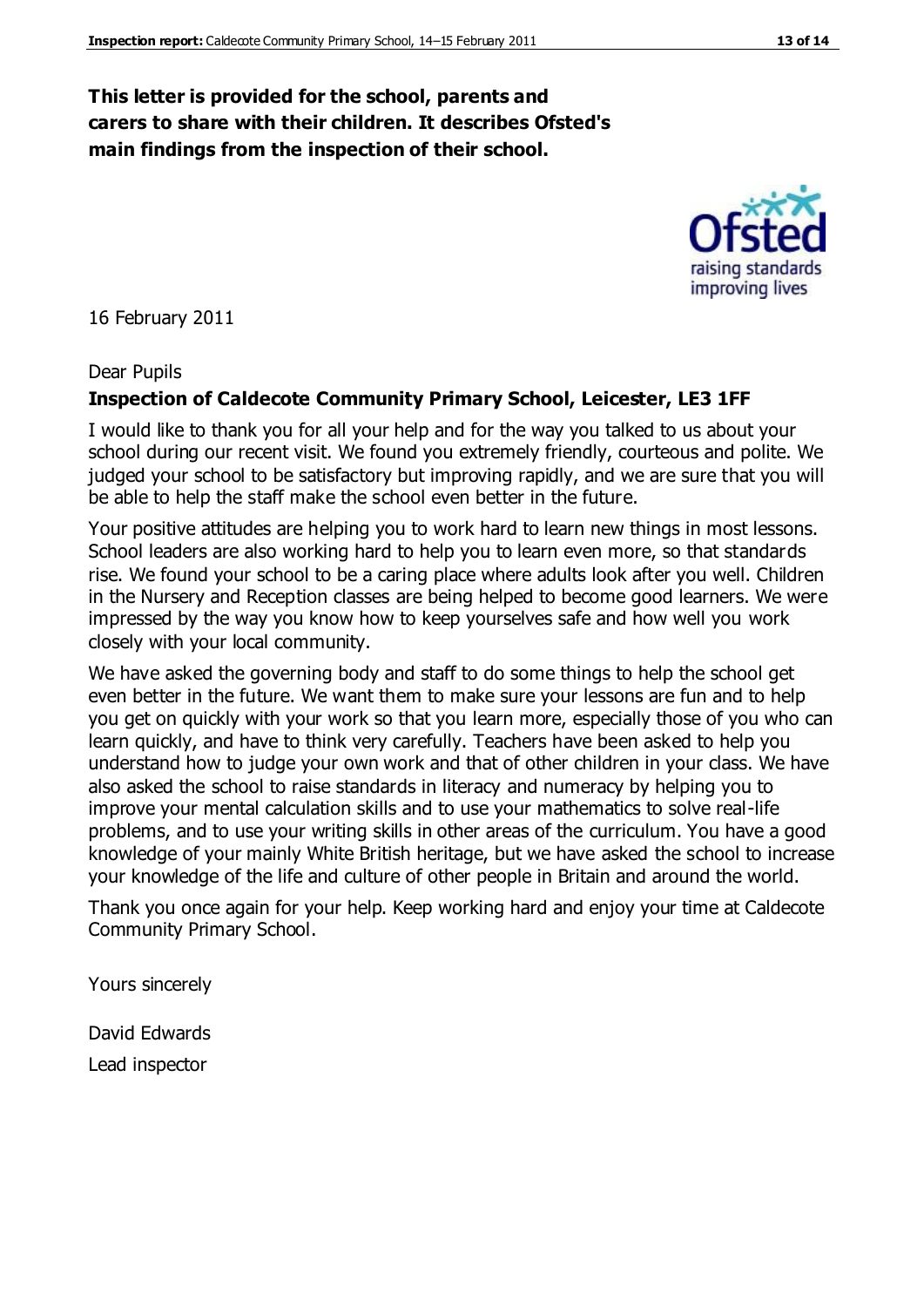**This letter is provided for the school, parents and carers to share with their children. It describes Ofsted's main findings from the inspection of their school.**

16 February 2011

Dear Pupils

**Inspection of Caldecote Community Primary School, Leicester, LE3 1FF**

I would like to thank you for all your help and for the way you talked to us about your school during our recent visit. We found you extremely friendly, courteous and polite. We judged your school to be satisfactory but improving rapidly, and we are sure that you will be able to help the staff make the school even better in the future.

Your positive attitudes are helping you to work hard to learn new things in most lessons. School leaders are also working hard to help you to learn even more, so that standards rise. We found your school to be a caring place where adults look after you well. Children in the Nursery and Reception classes are being helped to become good learners. We were impressed by the way you know how to keep yourselves safe and how well you work closely with your local community.

We have asked the governing body and staff to do some things to help the school get even better in the future. We want them to make sure your lessons are fun and to help you get on quickly with your work so that you learn more, especially those of you who can learn quickly, and have to think very carefully. Teachers have been asked to help you understand how to judge your own work and that of other children in your class. We have also asked the school to raise standards in literacy and numeracy by helping you to improve your mental calculation skills and to use your mathematics to solve real-life problems, and to use your writing skills in other areas of the curriculum. You have a good knowledge of your mainly White British heritage, but we have asked the school to increase your knowledge of the life and culture of other people in Britain and around the world.

Thank you once again for your help. Keep working hard and enjoy your time at Caldecote Community Primary School.

Yours sincerely

David Edwards

Lead inspector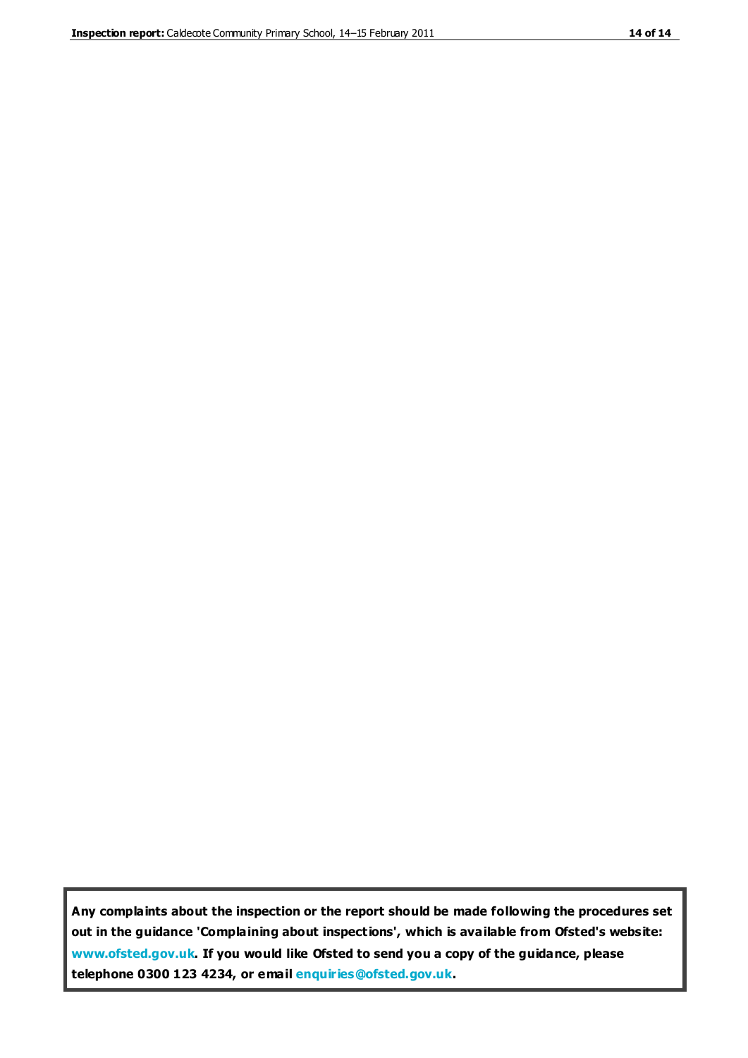**Any complaints about the inspection or the report should be made following the procedures set out in the guidance 'Complaining about inspections', which is available from Ofsted's website: www.ofsted.gov.uk. If you would like Ofsted to send you a copy of the guidance, please telephone 0300 123 4234, or email enquiries@ofsted.gov.uk.**